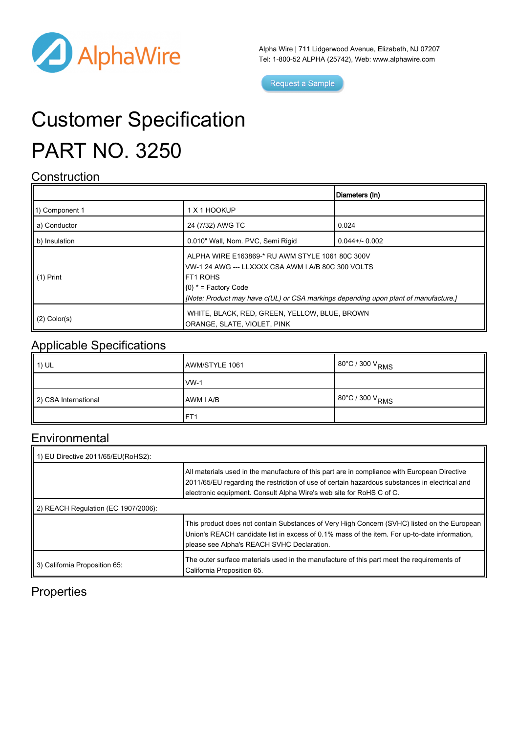Alpha Wire | 711 Lidgerwood Avenue, Elizabeth, NJ 07207
Tel: 1-800-52 ALPHA (25742), Web: www.alphawire.com

Request a Sample

# Customer Specification

# PART NO. 3250

## Construction

| | | Diameters (In) |
|---|---|---|
| 1) Component 1 | 1 X 1 HOOKUP | |
| a) Conductor | 24 (7/32) AWG TC | 0.024 |
| b) Insulation | 0.010" Wall, Nom. PVC, Semi Rigid | 0.044+/- 0.002 |
| (1) Print | ALPHA WIRE E163869-* RU AWM STYLE 1061 80C 300V VW-1 24 AWG --- LLXXXX CSA AWM I A/B 80C 300 VOLTS FT1 ROHS {0} * = Factory Code *[Note: Product may have c(UL) or CSA markings depending upon plant of manufacture.]* | |
| (2) Color(s) | WHITE, BLACK, RED, GREEN, YELLOW, BLUE, BROWN ORANGE, SLATE, VIOLET, PINK | |

## Applicable Specifications

| | | |
|---|---|---|
| 1) UL | AWM/STYLE 1061 | 80°C / 300 $V_{RMS}$ |
| | VW-1 | |
| 2) CSA International | AWM I A/B | 80°C / 300 $V_{RMS}$ |
| | FT1 | |

## Environmental

| | |
|---|---|
| 1) EU Directive 2011/65/EU(RoHS2): | |
| | All materials used in the manufacture of this part are in compliance with European Directive 2011/65/EU regarding the restriction of use of certain hazardous substances in electrical and electronic equipment. Consult Alpha Wire's web site for RoHS C of C. |
| 2) REACH Regulation (EC 1907/2006): | |
| | This product does not contain Substances of Very High Concern (SVHC) listed on the European Union's REACH candidate list in excess of 0.1% mass of the item. For up-to-date information, please see Alpha's REACH SVHC Declaration. |
| 3) California Proposition 65: | The outer surface materials used in the manufacture of this part meet the requirements of California Proposition 65. |

## Properties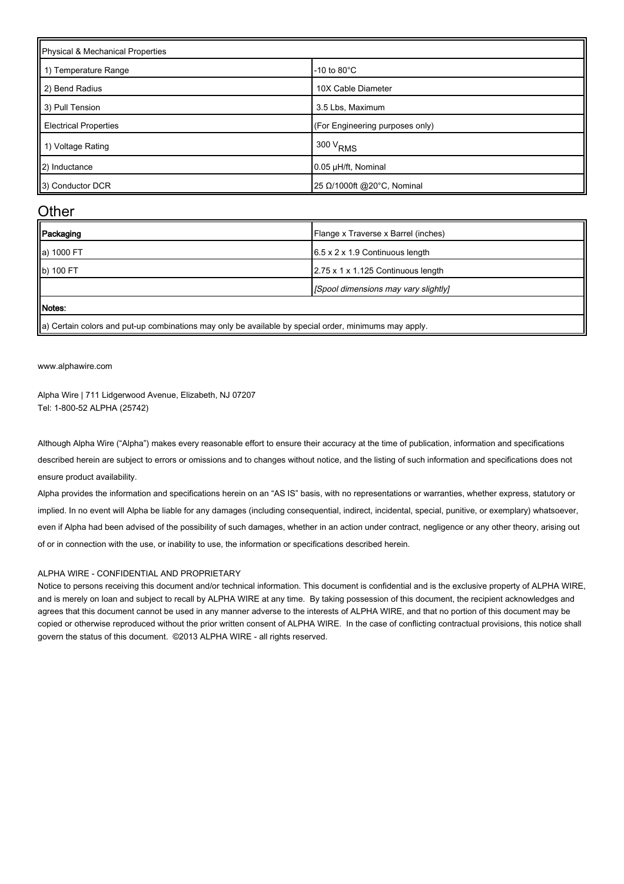| Physical & Mechanical Properties | |
|---|---|
| 1) Temperature Range | -10 to 80°C |
| 2) Bend Radius | 10X Cable Diameter |
| 3) Pull Tension | 3.5 Lbs, Maximum |
| Electrical Properties | (For Engineering purposes only) |
| 1) Voltage Rating | 300 $V_{RMS}$ |
| 2) Inductance | 0.05 µH/ft, Nominal |
| 3) Conductor DCR | 25 Ω/1000ft @20°C, Nominal |

## Other

| **Packaging** | Flange x Traverse x Barrel (inches) |
|---|---|
| a) 1000 FT | 6.5 x 2 x 1.9 Continuous length |
| b) 100 FT | 2.75 x 1 x 1.125 Continuous length |
| | *[Spool dimensions may vary slightly]* |
| **Notes:** | |
| a) Certain colors and put-up combinations may only be available by special order, minimums may apply. | |

www.alphawire.com

Alpha Wire | 711 Lidgerwood Avenue, Elizabeth, NJ 07207
Tel: 1-800-52 ALPHA (25742)

Although Alpha Wire ("Alpha") makes every reasonable effort to ensure their accuracy at the time of publication, information and specifications described herein are subject to errors or omissions and to changes without notice, and the listing of such information and specifications does not ensure product availability.

Alpha provides the information and specifications herein on an "AS IS" basis, with no representations or warranties, whether express, statutory or implied. In no event will Alpha be liable for any damages (including consequential, indirect, incidental, special, punitive, or exemplary) whatsoever, even if Alpha had been advised of the possibility of such damages, whether in an action under contract, negligence or any other theory, arising out of or in connection with the use, or inability to use, the information or specifications described herein.

ALPHA WIRE - CONFIDENTIAL AND PROPRIETARY

Notice to persons receiving this document and/or technical information. This document is confidential and is the exclusive property of ALPHA WIRE, and is merely on loan and subject to recall by ALPHA WIRE at any time. By taking possession of this document, the recipient acknowledges and agrees that this document cannot be used in any manner adverse to the interests of ALPHA WIRE, and that no portion of this document may be copied or otherwise reproduced without the prior written consent of ALPHA WIRE. In the case of conflicting contractual provisions, this notice shall govern the status of this document. ©2013 ALPHA WIRE - all rights reserved.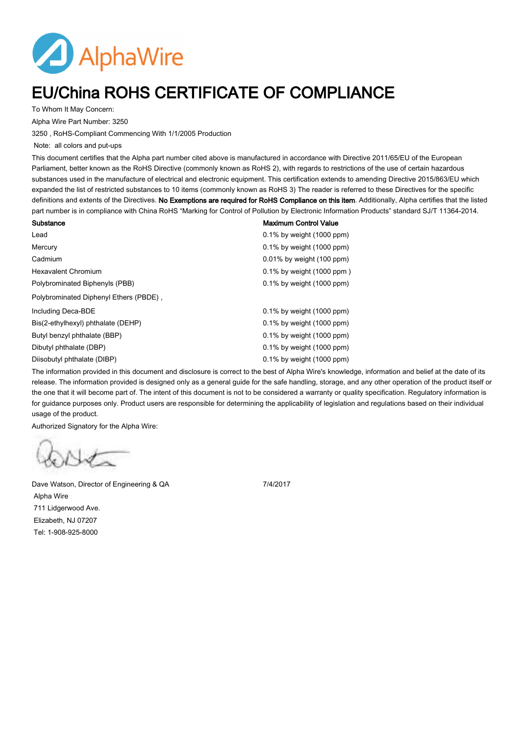AlphaWire

# EU/China ROHS CERTIFICATE OF COMPLIANCE

To Whom It May Concern:

Alpha Wire Part Number: 3250

3250 , RoHS-Compliant Commencing With 1/1/2005 Production

Note: all colors and put-ups

This document certifies that the Alpha part number cited above is manufactured in accordance with Directive 2011/65/EU of the European Parliament, better known as the RoHS Directive (commonly known as RoHS 2), with regards to restrictions to the use of certain hazardous substances used in the manufacture of electrical and electronic equipment. This certification extends to amending Directive 2015/863/EU which expanded the list of restricted substances to 10 items (commonly known as RoHS 3) The reader is referred to these Directives for the specific definitions and extents of the Directives. **No Exemptions are required for RoHS Compliance on this item**. Additionally, Alpha certifies that the listed part number is in compliance with China RoHS "Marking for Control of Pollution by Electronic Information Products" standard SJ/T 11364-2014.

| Substance | Maximum Control Value |
|---|---|
| Lead | 0.1% by weight (1000 ppm) |
| Mercury | 0.1% by weight (1000 ppm) |
| Cadmium | 0.01% by weight (100 ppm) |
| Hexavalent Chromium | 0.1% by weight (1000 ppm ) |
| Polybrominated Biphenyls (PBB) | 0.1% by weight (1000 ppm) |
| Polybrominated Diphenyl Ethers (PBDE) , Including Deca-BDE | 0.1% by weight (1000 ppm) |
| Bis(2-ethylhexyl) phthalate (DEHP) | 0.1% by weight (1000 ppm) |
| Butyl benzyl phthalate (BBP) | 0.1% by weight (1000 ppm) |
| Dibutyl phthalate (DBP) | 0.1% by weight (1000 ppm) |
| Diisobutyl phthalate (DIBP) | 0.1% by weight (1000 ppm) |

The information provided in this document and disclosure is correct to the best of Alpha Wire's knowledge, information and belief at the date of its release. The information provided is designed only as a general guide for the safe handling, storage, and any other operation of the product itself or the one that it will become part of. The intent of this document is not to be considered a warranty or quality specification. Regulatory information is for guidance purposes only. Product users are responsible for determining the applicability of legislation and regulations based on their individual usage of the product.

Authorized Signatory for the Alpha Wire:

Dave Watson, Director of Engineering & QA

7/4/2017

Alpha Wire
711 Lidgerwood Ave.
Elizabeth, NJ 07207
Tel: 1-908-925-8000